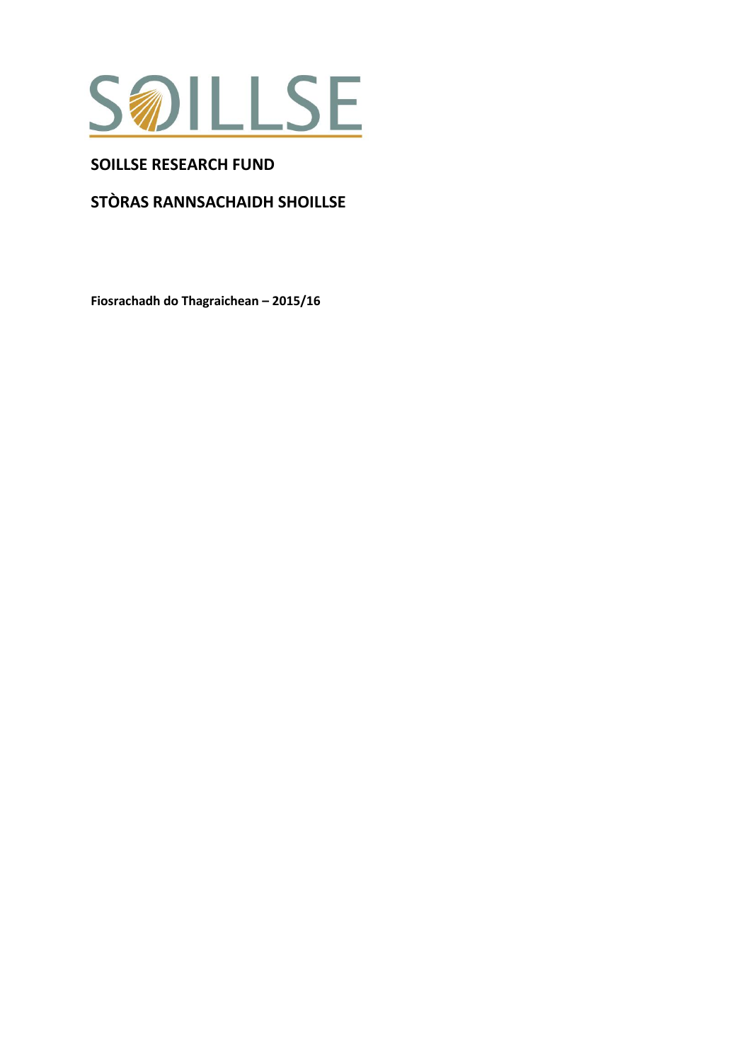SOILLSE

# SOILLSE RESEARCH FUND

# STÒRAS RANNSACHAIDH SHOILLSE

**Fiosrachadh do Thagraichean – 2015/16**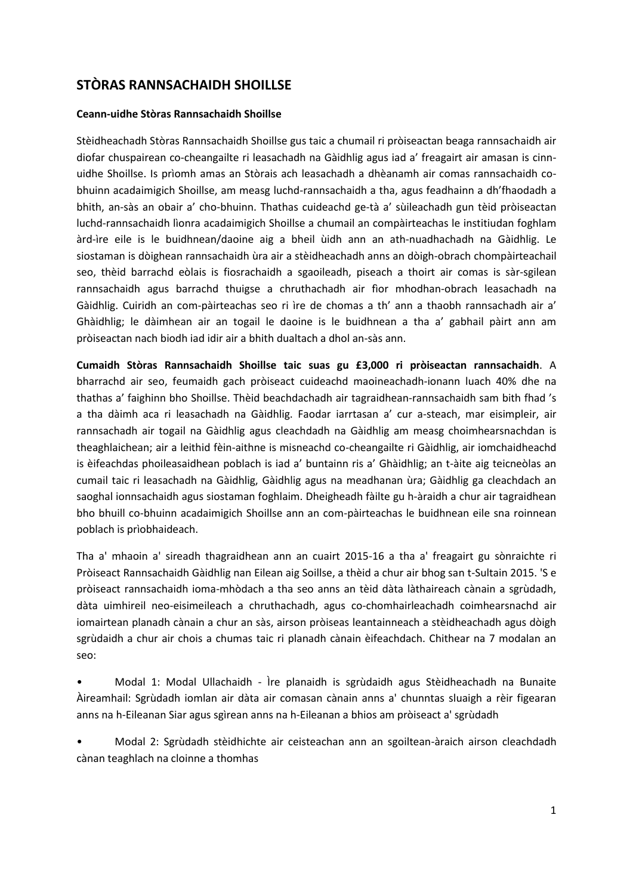## STÒRAS RANNSACHAIDH SHOILLSE

**Ceann-uidhe Stòras Rannsachaidh Shoillse**

Stèidheachadh Stòras Rannsachaidh Shoillse gus taic a chumail ri pròiseactan beaga rannsachaidh air diofar chuspairean co-cheangailte ri leasachadh na Gàidhlig agus iad a’ freagairt air amasan is cinn-uidhe Shoillse. Is prìomh amas an Stòrais ach leasachadh a dhèanamh air comas rannsachaidh co-bhuinn acadaimigich Shoillse, am measg luchd-rannsachaidh a tha, agus feadhainn a dh’fhaodadh a bhith, an-sàs an obair a’ cho-bhuinn. Thathas cuideachd ge-tà a’ sùileachadh gun tèid pròiseactan luchd-rannsachaidh lìonra acadaimigich Shoillse a chumail an compàirteachas le institiudan foghlam àrd-ìre eile is le buidhnean/daoine aig a bheil ùidh ann an ath-nuadhachadh na Gàidhlig. Le siostaman is dòighean rannsachaidh ùra air a stèidheachadh anns an dòigh-obrach chompàirteachail seo, thèid barrachd eòlais is fiosrachaidh a sgaoileadh, piseach a thoirt air comas is sàr-sgilean rannsachaidh agus barrachd thuigse a chruthachadh air fìor mhodhan-obrach leasachadh na Gàidhlig. Cuiridh an com-pàirteachas seo ri ìre de chomas a th’ ann a thaobh rannsachadh air a’ Ghàidhlig; le dàimhean air an togail le daoine is le buidhnean a tha a’ gabhail pàirt ann am pròiseactan nach biodh iad idir air a bhith dualtach a dhol an-sàs ann.

**Cumaidh Stòras Rannsachaidh Shoillse taic suas gu £3,000 ri pròiseactan rannsachaidh**. A bharrachd air seo, feumaidh gach pròiseact cuideachd maoineachadh-ionann luach 40% dhe na thathas a’ faighinn bho Shoillse. Thèid beachdachadh air tagraidhean-rannsachaidh sam bith fhad ’s a tha dàimh aca ri leasachadh na Gàidhlig. Faodar iarrtasan a’ cur a-steach, mar eisimpleir, air rannsachadh air togail na Gàidhlig agus cleachdadh na Gàidhlig am measg choimhearsnachdan is theaghlaichean; air a leithid fèin-aithne is misneachd co-cheangailte ri Gàidhlig, air iomchaidheachd is èifeachdas phoileasaidhean poblach is iad a’ buntainn ris a’ Ghàidhlig; an t-àite aig teicneòlas an cumail taic ri leasachadh na Gàidhlig, Gàidhlig agus na meadhanan ùra; Gàidhlig ga cleachdach an saoghal ionnsachaidh agus siostaman foghlaim. Dheigheadh fàilte gu h-àraidh a chur air tagraidhean bho bhuill co-bhuinn acadaimigich Shoillse ann an com-pàirteachas le buidhnean eile sna roinnean poblach is prìobhaideach.

Tha a' mhaoin a' sireadh thagraidhean ann an cuairt 2015-16 a tha a' freagairt gu sònraichte ri Pròiseact Rannsachaidh Gàidhlig nan Eilean aig Soillse, a thèid a chur air bhog san t-Sultain 2015. 'S e pròiseact rannsachaidh ioma-mhòdach a tha seo anns an tèid dàta làthaireach cànain a sgrùdadh, dàta uimhireil neo-eisimeileach a chruthachadh, agus co-chomhairleachadh coimhearsnachd air iomairtean planadh cànain a chur an sàs, airson pròiseas leantainneach a stèidheachadh agus dòigh sgrùdaidh a chur air chois a chumas taic ri planadh cànain èifeachdach. Chithear na 7 modalan an seo:

- Modal 1: Modal Ullachaidh - Ìre planaidh is sgrùdaidh agus Stèidheachadh na Bunaite Àireamhail: Sgrùdadh iomlan air dàta air comasan cànain anns a' chunntas sluaigh a rèir figearan anns na h-Eileanan Siar agus sgìrean anns na h-Eileanan a bhios am pròiseact a' sgrùdadh

- Modal 2: Sgrùdadh stèidhichte air ceisteachan ann an sgoiltean-àraich airson cleachdadh cànan teaghlach na cloinne a thomhas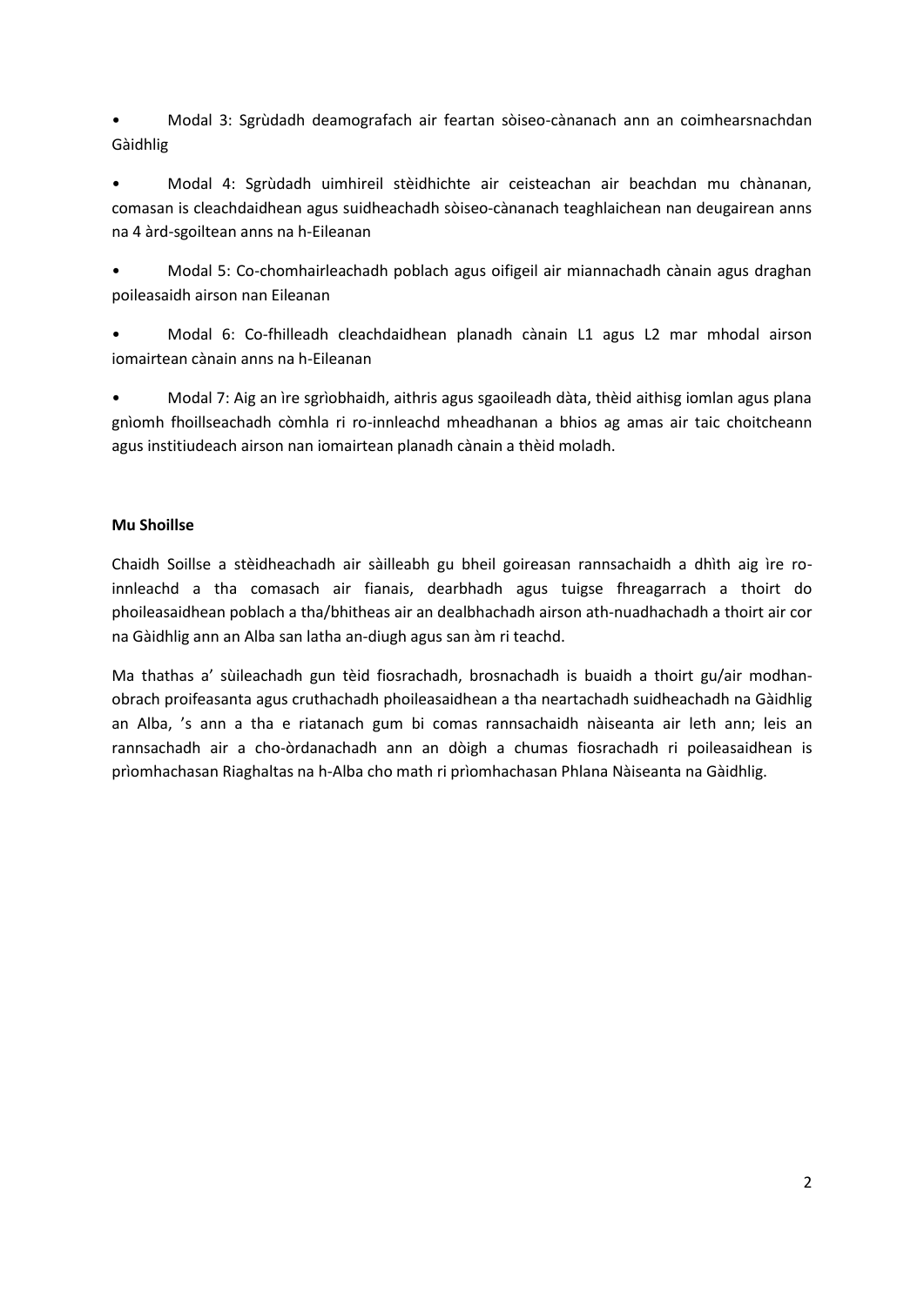- Modal 3: Sgrùdadh deamografach air feartan sòiseo-cànanach ann an coimhearsnachdan Gàidhlig

- Modal 4: Sgrùdadh uimhireil stèidhichte air ceisteachan air beachdan mu chànanan, comasan is cleachdaidhean agus suidheachadh sòiseo-cànanach teaghlaichean nan deugairean anns na 4 àrd-sgoiltean anns na h-Eileanan

- Modal 5: Co-chomhairleachadh poblach agus oifigeil air miannachadh cànain agus draghan poileasaidh airson nan Eileanan

- Modal 6: Co-fhilleadh cleachdaidhean planadh cànain L1 agus L2 mar mhodal airson iomairtean cànain anns na h-Eileanan

- Modal 7: Aig an ìre sgrìobhaidh, aithris agus sgaoileadh dàta, thèid aithisg iomlan agus plana gnìomh fhoillseachadh còmhla ri ro-innleachd mheadhanan a bhios ag amas air taic choitcheann agus institiudeach airson nan iomairtean planadh cànain a thèid moladh.

**Mu Shoillse**

Chaidh Soillse a stèidheachadh air sàilleabh gu bheil goireasan rannsachaidh a dhìth aig ìre ro-innleachd a tha comasach air fianais, dearbhadh agus tuigse fhreagarrach a thoirt do phoileasaidhean poblach a tha/bhitheas air an dealbhachadh airson ath-nuadhachadh a thoirt air cor na Gàidhlig ann an Alba san latha an-diugh agus san àm ri teachd.

Ma thathas a' sùileachadh gun tèid fiosrachadh, brosnachadh is buaidh a thoirt gu/air modhan-obrach proifeasanta agus cruthachadh phoileasaidhean a tha neartachadh suidheachadh na Gàidhlig an Alba, 's ann a tha e riatanach gum bi comas rannsachaidh nàiseanta air leth ann; leis an rannsachadh air a cho-òrdanachadh ann an dòigh a chumas fiosrachadh ri poileasaidhean is prìomhachasan Riaghaltas na h-Alba cho math ri prìomhachasan Phlana Nàiseanta na Gàidhlig.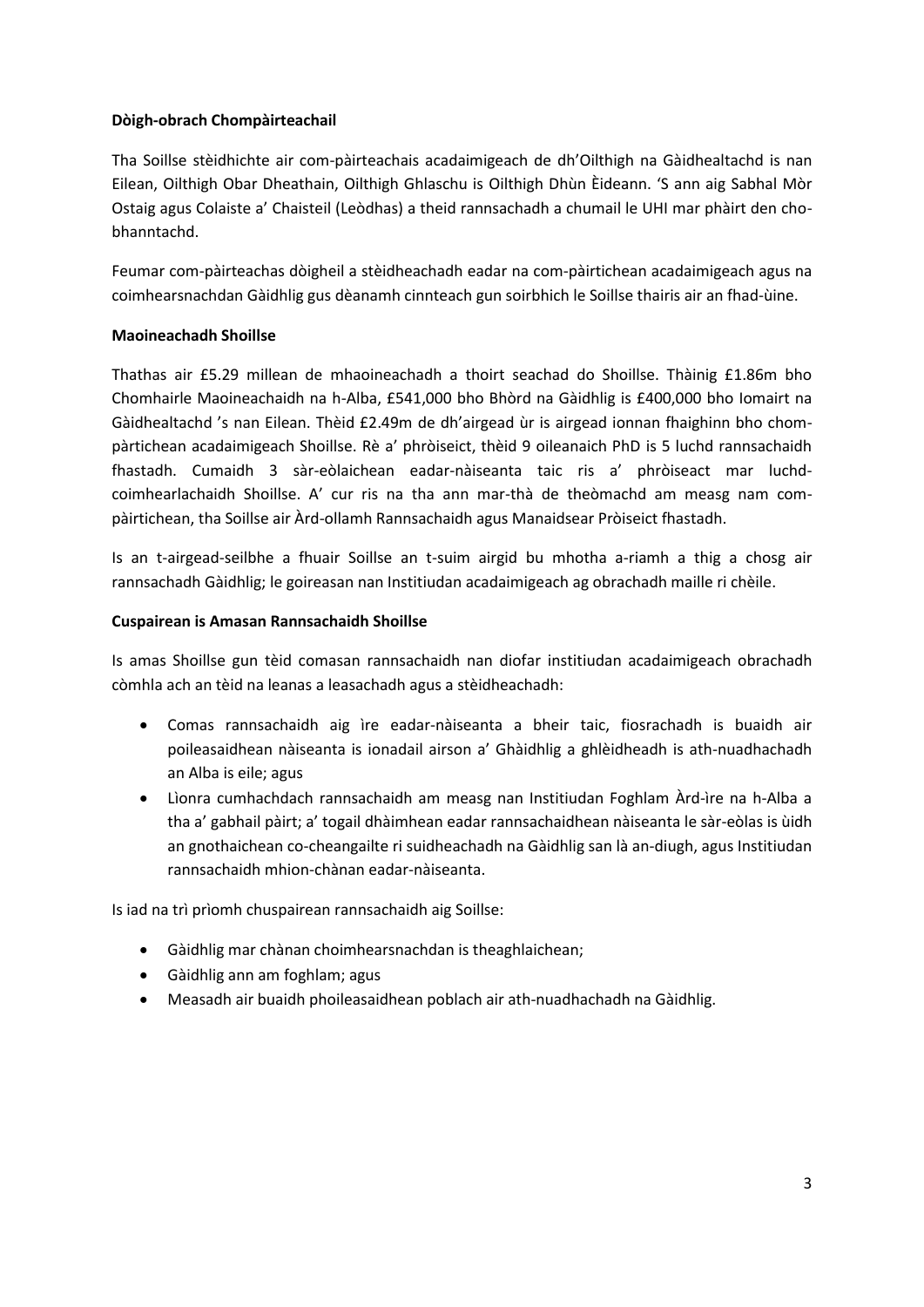**Dòigh-obrach Chompàirteachail**

Tha Soillse stèidhichte air com-pàirteachais acadaimigeach de dh'Oilthigh na Gàidhealtachd is nan Eilean, Oilthigh Obar Dheathain, Oilthigh Ghlaschu is Oilthigh Dhùn Èideann. 'S ann aig Sabhal Mòr Ostaig agus Colaiste a' Chaisteil (Leòdhas) a theid rannsachadh a chumail le UHI mar phàirt den cho-bhanntachd.

Feumar com-pàirteachas dòigheil a stèidheachadh eadar na com-pàirtichean acadaimigeach agus na coimhearsnachdan Gàidhlig gus dèanamh cinnteach gun soirbhich le Soillse thairis air an fhad-ùine.

**Maoineachadh Shoillse**

Thathas air £5.29 millean de mhaoineachadh a thoirt seachad do Shoillse. Thàinig £1.86m bho Chomhairle Maoineachaidh na h-Alba, £541,000 bho Bhòrd na Gàidhlig is £400,000 bho Iomairt na Gàidhealtachd 's nan Eilean. Thèid £2.49m de dh'airgead ùr is airgead ionnan fhaighinn bho chom-pàrtichean acadaimigeach Shoillse. Rè a' phròiseict, thèid 9 oileanaich PhD is 5 luchd rannsachaidh fhastadh. Cumaidh 3 sàr-eòlaichean eadar-nàiseanta taic ris a' phròiseact mar luchd-coimhearlachaidh Shoillse. A' cur ris na tha ann mar-thà de theòmachd am measg nam com-pàirtichean, tha Soillse air Àrd-ollamh Rannsachaidh agus Manaidsear Pròiseict fhastadh.

Is an t-airgead-seilbhe a fhuair Soillse an t-suim airgid bu mhotha a-riamh a thig a chosg air rannsachadh Gàidhlig; le goireasan nan Institiudan acadaimigeach ag obrachadh maille ri chèile.

**Cuspairean is Amasan Rannsachaidh Shoillse**

Is amas Shoillse gun tèid comasan rannsachaidh nan diofar institiudan acadaimigeach obrachadh còmhla ach an tèid na leanas a leasachadh agus a stèidheachadh:

- Comas rannsachaidh aig ìre eadar-nàiseanta a bheir taic, fiosrachadh is buaidh air poileasaidhean nàiseanta is ionadail airson a' Ghàidhlig a ghlèidheadh is ath-nuadhachadh an Alba is eile; agus
- Lìonra cumhachdach rannsachaidh am measg nan Institiudan Foghlam Àrd-ìre na h-Alba a tha a' gabhail pàirt; a' togail dhàimhean eadar rannsachaidhean nàiseanta le sàr-eòlas is ùidh an gnothaichean co-cheangailte ri suidheachadh na Gàidhlig san là an-diugh, agus Institiudan rannsachaidh mhion-chànan eadar-nàiseanta.

Is iad na trì prìomh chuspairean rannsachaidh aig Soillse:

- Gàidhlig mar chànan choimhearsnachdan is theaghlaichean;
- Gàidhlig ann am foghlam; agus
- Measadh air buaidh phoileasaidhean poblach air ath-nuadhachadh na Gàidhlig.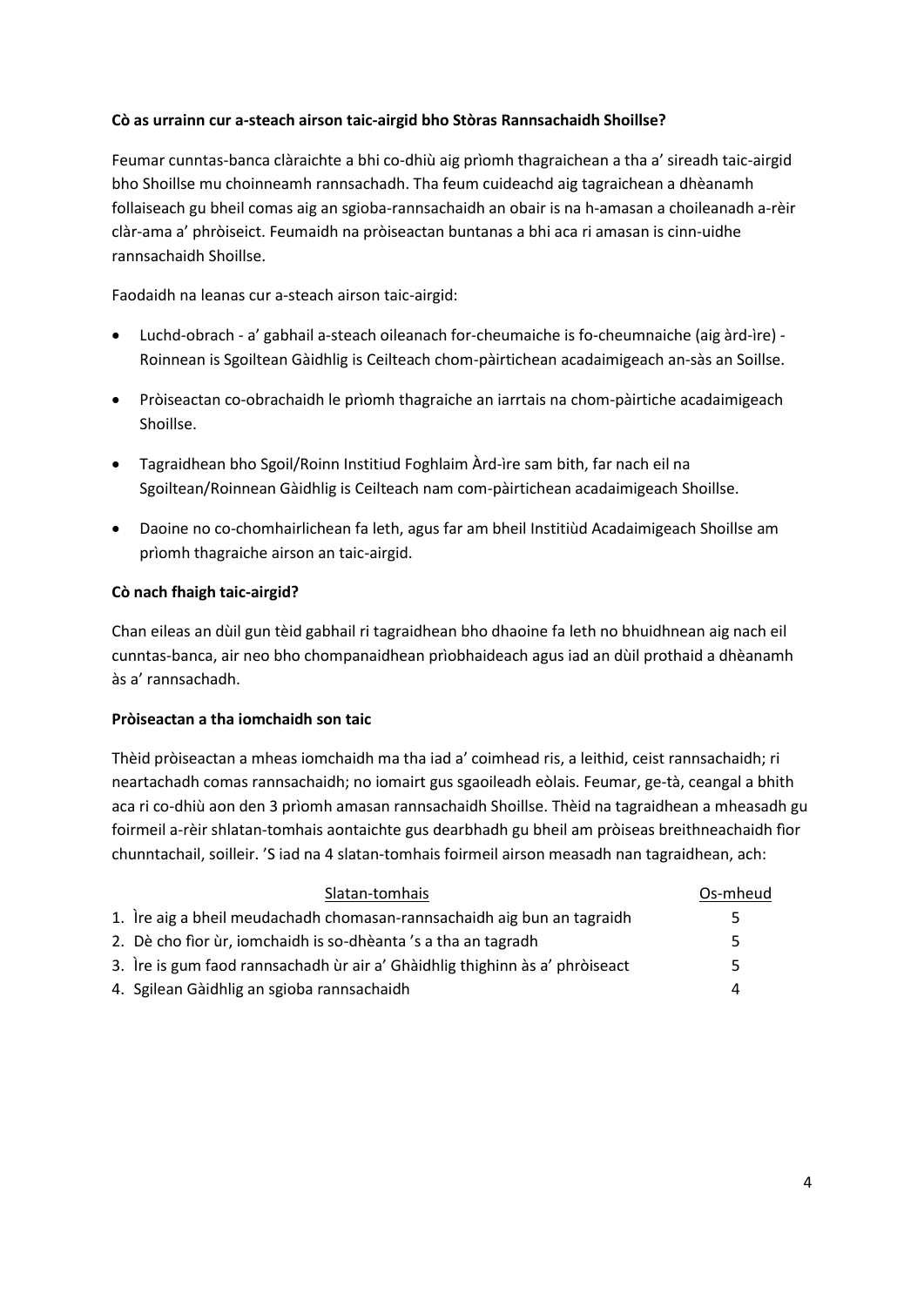**Cò as urrainn cur a-steach airson taic-airgid bho Stòras Rannsachaidh Shoillse?**

Feumar cunntas-banca clàraichte a bhi co-dhiù aig prìomh thagraichean a tha a' sireadh taic-airgid bho Shoillse mu choinneamh rannsachadh. Tha feum cuideachd aig tagraichean a dhèanamh follaiseach gu bheil comas aig an sgioba-rannsachaidh an obair is na h-amasan a choileanadh a-rèir clàr-ama a' phròiseict. Feumaidh na pròiseactan buntanas a bhi aca ri amasan is cinn-uidhe rannsachaidh Shoillse.

Faodaidh na leanas cur a-steach airson taic-airgid:

- Luchd-obrach - a' gabhail a-steach oileanach for-cheumaiche is fo-cheumnaiche (aig àrd-ìre) - Roinnean is Sgoiltean Gàidhlig is Ceilteach chom-pàirtichean acadaimigeach an-sàs an Soillse.
- Pròiseactan co-obrachaidh le prìomh thagraiche an iarrtais na chom-pàirtiche acadaimigeach Shoillse.
- Tagraidhean bho Sgoil/Roinn Institiud Foghlaim Àrd-ìre sam bith, far nach eil na Sgoiltean/Roinnean Gàidhlig is Ceilteach nam com-pàirtichean acadaimigeach Shoillse.
- Daoine no co-chomhairlichean fa leth, agus far am bheil Institiùd Acadaimigeach Shoillse am prìomh thagraiche airson an taic-airgid.

**Cò nach fhaigh taic-airgid?**

Chan eileas an dùil gun tèid gabhail ri tagraidhean bho dhaoine fa leth no bhuidhnean aig nach eil cunntas-banca, air neo bho chompanaidhean prìobhaideach agus iad an dùil prothaid a dhèanamh às a' rannsachadh.

**Pròiseactan a tha iomchaidh son taic**

Thèid pròiseactan a mheas iomchaidh ma tha iad a' coimhead ris, a leithid, ceist rannsachaidh; ri neartachadh comas rannsachaidh; no iomairt gus sgaoileadh eòlais. Feumar, ge-tà, ceangal a bhith aca ri co-dhiù aon den 3 prìomh amasan rannsachaidh Shoillse. Thèid na tagraidhean a mheasadh gu foirmeil a-rèir shlatan-tomhais aontaichte gus dearbhadh gu bheil am pròiseas breithneachaidh fìor chunntachail, soilleir. 'S iad na 4 slatan-tomhais foirmeil airson measadh nan tagraidhean, ach:

| Slatan-tomhais | Os-mheud |
|---|---|
| 1. Ìre aig a bheil meudachadh chomasan-rannsachaidh aig bun an tagraidh | 5 |
| 2. Dè cho fìor ùr, iomchaidh is so-dhèanta 's a tha an tagradh | 5 |
| 3. Ìre is gum faod rannsachadh ùr air a' Ghàidhlig thighinn às a' phròiseact | 5 |
| 4. Sgilean Gàidhlig an sgioba rannsachaidh | 4 |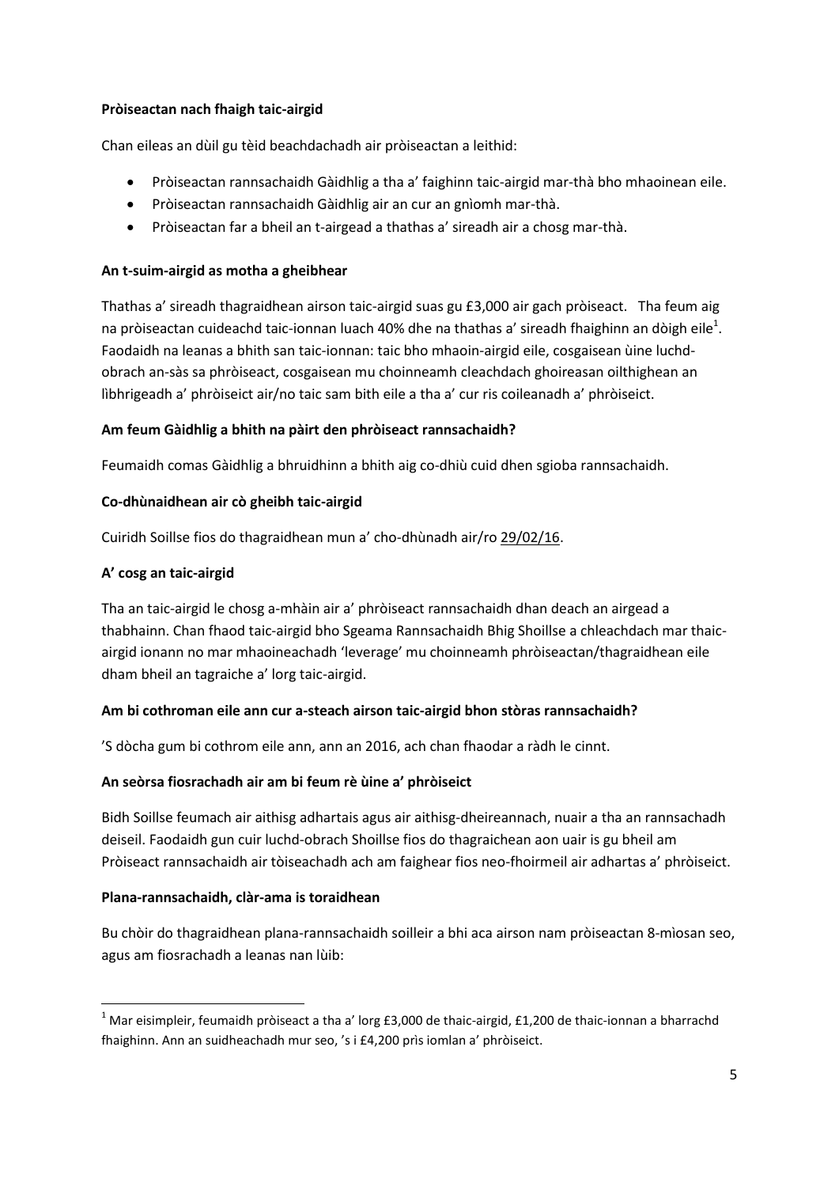**Pròiseactan nach fhaigh taic-airgid**

Chan eileas an dùil gu tèid beachdachadh air pròiseactan a leithid:

- Pròiseactan rannsachaidh Gàidhlig a tha a' faighinn taic-airgid mar-thà bho mhaoinean eile.
- Pròiseactan rannsachaidh Gàidhlig air an cur an gnìomh mar-thà.
- Pròiseactan far a bheil an t-airgead a thathas a' sireadh air a chosg mar-thà.

**An t-suim-airgid as motha a gheibhear**

Thathas a' sireadh thagraidhean airson taic-airgid suas gu £3,000 air gach pròiseact. Tha feum aig na pròiseactan cuideachd taic-ionnan luach 40% dhe na thathas a' sireadh fhaighinn an dòigh eile[1]. Faodaidh na leanas a bhith san taic-ionnan: taic bho mhaoin-airgid eile, cosgaisean ùine luchd-obrach an-sàs sa phròiseact, cosgaisean mu choinneamh cleachdach ghoireasan oilthighean an lìbhrigeadh a' phròiseict air/no taic sam bith eile a tha a' cur ris coileanadh a' phròiseict.

**Am feum Gàidhlig a bhith na pàirt den phròiseact rannsachaidh?**

Feumaidh comas Gàidhlig a bhruidhinn a bhith aig co-dhiù cuid dhen sgioba rannsachaidh.

**Co-dhùnaidhean air cò gheibh taic-airgid**

Cuiridh Soillse fios do thagraidhean mun a' cho-dhùnadh air/ro 29/02/16.

**A' cosg an taic-airgid**

Tha an taic-airgid le chosg a-mhàin air a' phròiseact rannsachaidh dhan deach an airgead a thabhainn. Chan fhaod taic-airgid bho Sgeama Rannsachaidh Bhig Shoillse a chleachdach mar thaic-airgid ionann no mar mhaoineachadh 'leverage' mu choinneamh phròiseactan/thagraidhean eile dham bheil an tagraiche a' lorg taic-airgid.

**Am bi cothroman eile ann cur a-steach airson taic-airgid bhon stòras rannsachaidh?**

'S dòcha gum bi cothrom eile ann, ann an 2016, ach chan fhaodar a ràdh le cinnt.

**An seòrsa fiosrachadh air am bi feum rè ùine a' phròiseict**

Bidh Soillse feumach air aithisg adhartais agus air aithisg-dheireannach, nuair a tha an rannsachadh deiseil. Faodaidh gun cuir luchd-obrach Shoillse fios do thagraichean aon uair is gu bheil am Pròiseact rannsachaidh air tòiseachadh ach am faighear fios neo-fhoirmeil air adhartas a' phròiseict.

**Plana-rannsachaidh, clàr-ama is toraidhean**

Bu chòir do thagraidhean plana-rannsachaidh soilleir a bhi aca airson nam pròiseactan 8-mìosan seo, agus am fiosrachadh a leanas nan lùib:

---

[1] Mar eisimpleir, feumaidh pròiseact a tha a' lorg £3,000 de thaic-airgid, £1,200 de thaic-ionnan a bharrachd fhaighinn. Ann an suidheachadh mur seo, 's i £4,200 prìs iomlan a' phròiseict.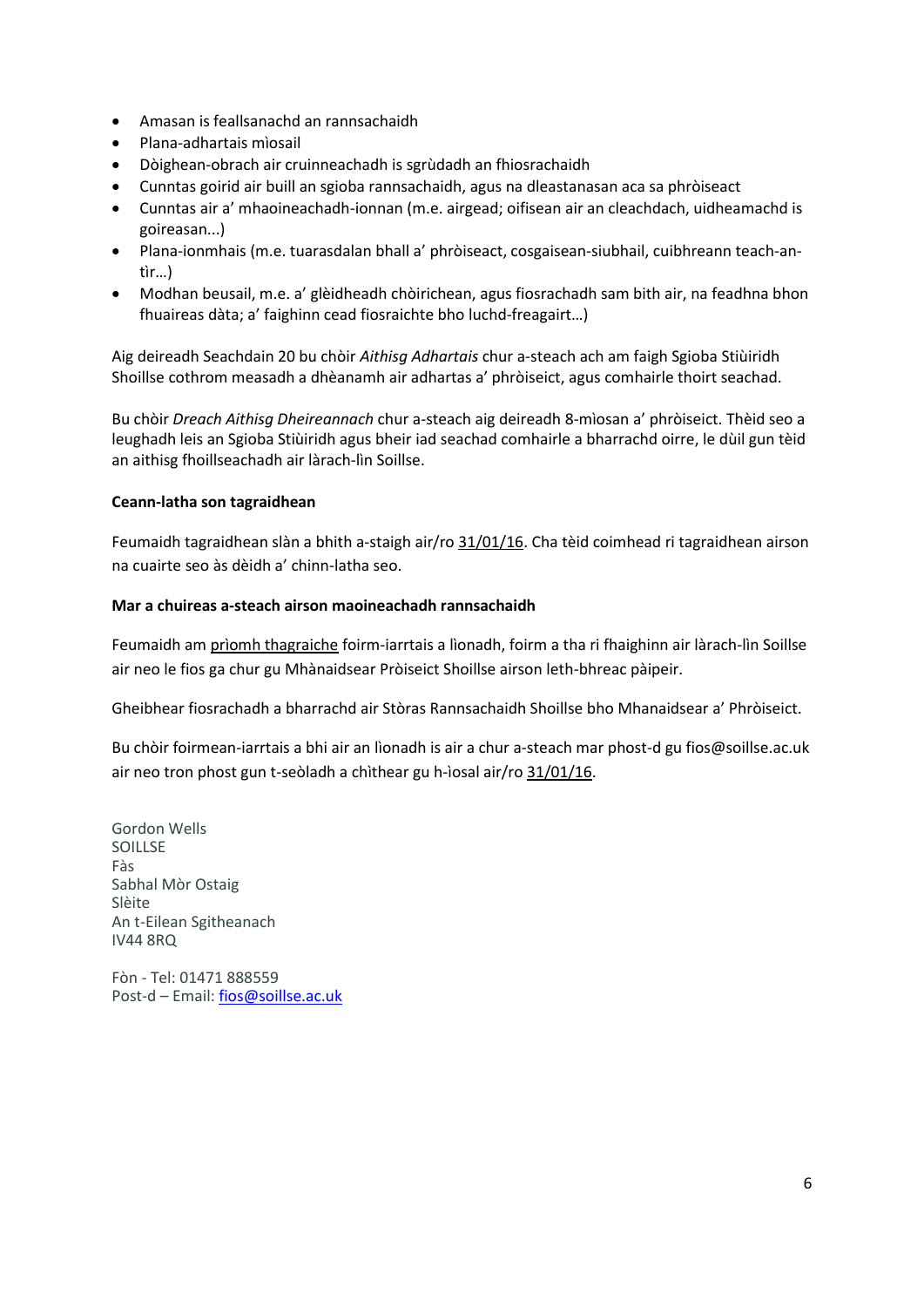- Amasan is feallsanachd an rannsachaidh
- Plana-adhartais mìosail
- Dòighean-obrach air cruinneachadh is sgrùdadh an fhiosrachaidh
- Cunntas goirid air buill an sgioba rannsachaidh, agus na dleastanasan aca sa phròiseact
- Cunntas air a' mhaoineachadh-ionnan (m.e. airgead; oifisean air an cleachdach, uidheamachd is goireasan...)
- Plana-ionmhais (m.e. tuarasdalan bhall a' phròiseact, cosgaisean-siubhail, cuibhreann teach-an-tìr…)
- Modhan beusail, m.e. a' glèidheadh chòirichean, agus fiosrachadh sam bith air, na feadhna bhon fhuaireas dàta; a' faighinn cead fiosraichte bho luchd-freagairt…)

Aig deireadh Seachdain 20 bu chòir *Aithisg Adhartais* chur a-steach ach am faigh Sgioba Stiùiridh Shoillse cothrom measadh a dhèanamh air adhartas a' phròiseict, agus comhairle thoirt seachad.

Bu chòir *Dreach Aithisg Dheireannach* chur a-steach aig deireadh 8-mìosan a' phròiseict. Thèid seo a leughadh leis an Sgioba Stiùiridh agus bheir iad seachad comhairle a bharrachd oirre, le dùil gun tèid an aithisg fhoillseachadh air làrach-lìn Soillse.

**Ceann-latha son tagraidhean**

Feumaidh tagraidhean slàn a bhith a-staigh air/ro 31/01/16. Cha tèid coimhead ri tagraidhean airson na cuairte seo às dèidh a' chinn-latha seo.

**Mar a chuireas a-steach airson maoineachadh rannsachaidh**

Feumaidh am prìomh thagraiche foirm-iarrtais a lìonadh, foirm a tha ri fhaighinn air làrach-lìn Soillse air neo le fios ga chur gu Mhànaidsear Pròiseict Shoillse airson leth-bhreac pàipeir.

Gheibhear fiosrachadh a bharrachd air Stòras Rannsachaidh Shoillse bho Mhanaidsear a' Phròiseict.

Bu chòir foirmean-iarrtais a bhi air an lìonadh is air a chur a-steach mar phost-d gu fios@soillse.ac.uk air neo tron phost gun t-seòladh a chìthear gu h-ìosal air/ro 31/01/16.

Gordon Wells
SOILLSE
Fàs
Sabhal Mòr Ostaig
Slèite
An t-Eilean Sgitheanach
IV44 8RQ

Fòn - Tel: 01471 888559
Post-d – Email: fios@soillse.ac.uk